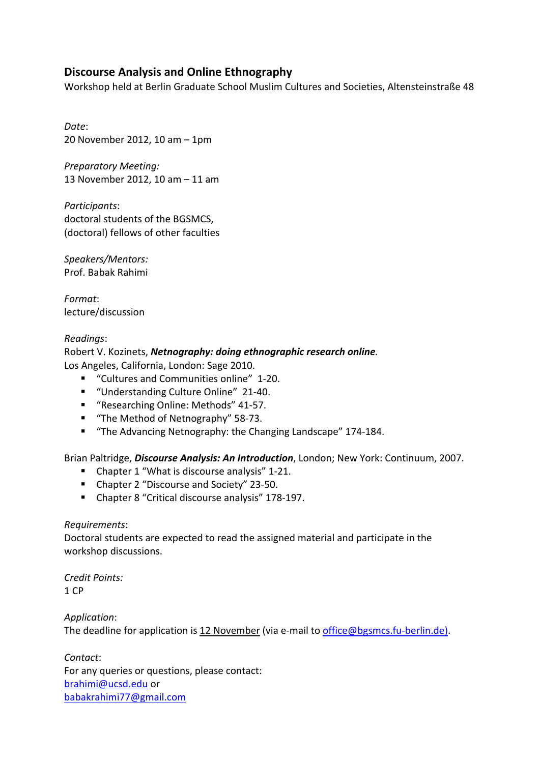## Discourse Analysis and Online Ethnography

Workshop held at Berlin Graduate School Muslim Cultures and Societies, Altensteinstraße 48

*Date*:
20 November 2012, 10 am – 1pm

*Preparatory Meeting:*
13 November 2012, 10 am – 11 am

*Participants*:
doctoral students of the BGSMCS,
(doctoral) fellows of other faculties

*Speakers/Mentors:*
Prof. Babak Rahimi

*Format*:
lecture/discussion

*Readings*:
Robert V. Kozinets, ***Netnography: doing ethnographic research online****.*
Los Angeles, California, London: Sage 2010.

- "Cultures and Communities online" 1-20.
- "Understanding Culture Online" 21-40.
- "Researching Online: Methods" 41-57.
- "The Method of Netnography" 58-73.
- "The Advancing Netnography: the Changing Landscape" 174-184.

Brian Paltridge, ***Discourse Analysis: An Introduction***, London; New York: Continuum, 2007.

- Chapter 1 "What is discourse analysis" 1-21.
- Chapter 2 "Discourse and Society" 23-50.
- Chapter 8 "Critical discourse analysis" 178-197.

*Requirements*:
Doctoral students are expected to read the assigned material and participate in the workshop discussions.

*Credit Points:*
1 CP

*Application*:
The deadline for application is 12 November (via e-mail to office@bgsmcs.fu-berlin.de).

*Contact*:
For any queries or questions, please contact:
brahimi@ucsd.edu or
babakrahimi77@gmail.com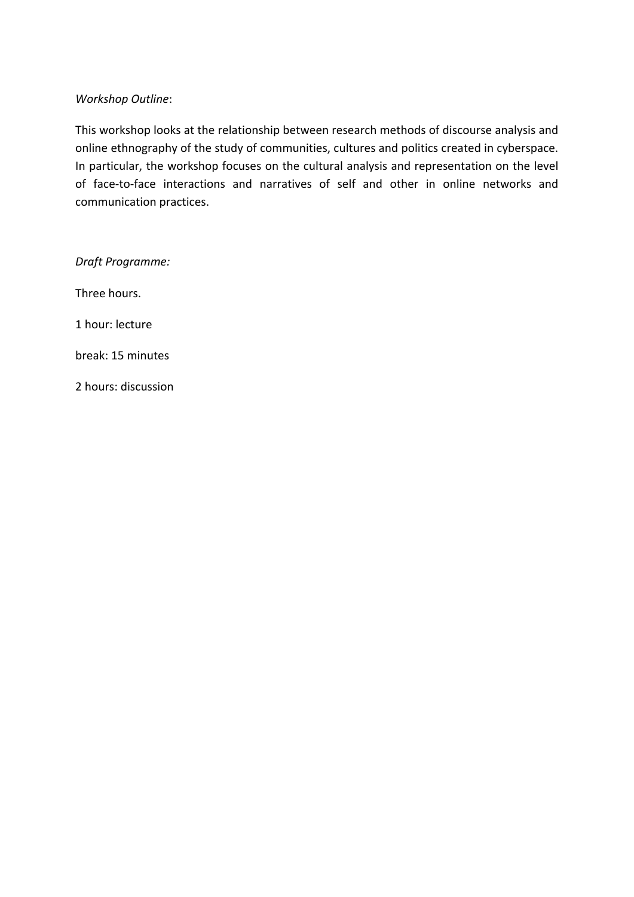*Workshop Outline*:

This workshop looks at the relationship between research methods of discourse analysis and online ethnography of the study of communities, cultures and politics created in cyberspace. In particular, the workshop focuses on the cultural analysis and representation on the level of face-to-face interactions and narratives of self and other in online networks and communication practices.

*Draft Programme:*

Three hours.

1 hour: lecture

break: 15 minutes

2 hours: discussion